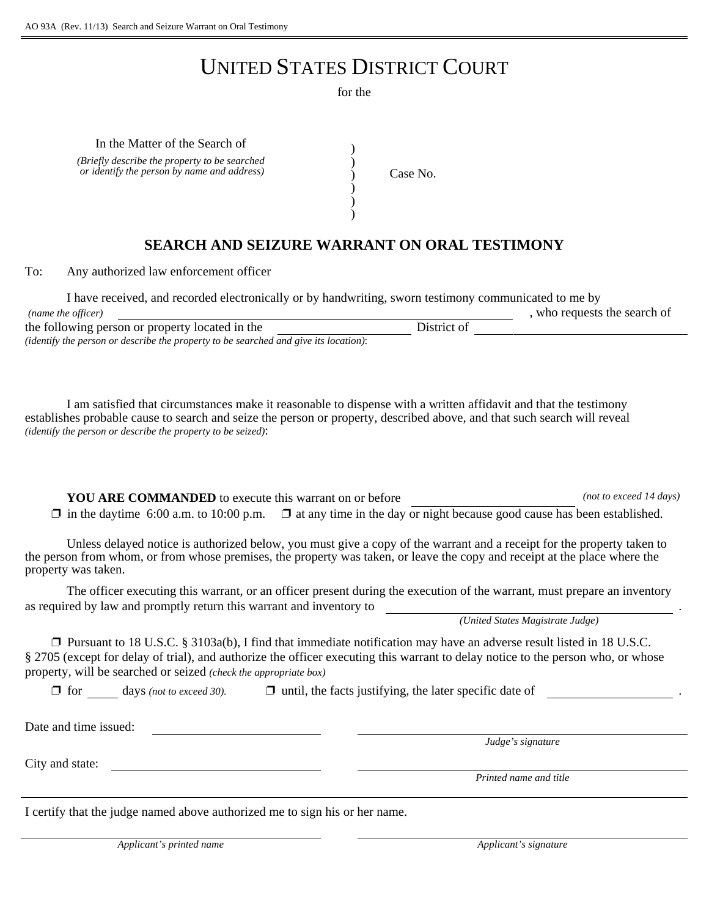AO 93A (Rev. 11/13) Search and Seizure Warrant on Oral Testimony

# UNITED STATES DISTRICT COURT

for the

In the Matter of the Search of
*(Briefly describe the property to be searched or identify the person by name and address)*

)
)
) Case No.
)
)
)

## SEARCH AND SEIZURE WARRANT ON ORAL TESTIMONY

To: Any authorized law enforcement officer

I have received, and recorded electronically or by handwriting, sworn testimony communicated to me by *(name the officer)* \_\_\_\_\_\_\_\_\_\_\_\_\_\_\_\_\_\_\_\_\_\_\_\_\_\_\_\_\_\_\_\_\_\_\_\_\_\_\_\_\_\_\_\_\_\_\_\_\_\_\_\_\_\_\_\_\_\_\_\_, who requests the search of the following person or property located in the \_\_\_\_\_\_\_\_\_\_\_\_\_\_\_\_ District of \_\_\_\_\_\_\_\_\_\_\_\_\_\_\_\_\_\_\_\_\_\_\_\_
*(identify the person or describe the property to be searched and give its location)*:

I am satisfied that circumstances make it reasonable to dispense with a written affidavit and that the testimony establishes probable cause to search and seize the person or property, described above, and that such search will reveal *(identify the person or describe the property to be seized)*:

**YOU ARE COMMANDED** to execute this warrant on or before \_\_\_\_\_\_\_\_\_\_\_\_\_\_\_\_\_\_\_\_ *(not to exceed 14 days)*
❒ in the daytime 6:00 a.m. to 10:00 p.m. ❒ at any time in the day or night because good cause has been established.

Unless delayed notice is authorized below, you must give a copy of the warrant and a receipt for the property taken to the person from whom, or from whose premises, the property was taken, or leave the copy and receipt at the place where the property was taken.

The officer executing this warrant, or an officer present during the execution of the warrant, must prepare an inventory as required by law and promptly return this warrant and inventory to \_\_\_\_\_\_\_\_\_\_\_\_\_\_\_\_\_\_\_\_\_\_\_\_\_\_\_\_\_\_\_\_.
*(United States Magistrate Judge)*

❒ Pursuant to 18 U.S.C. § 3103a(b), I find that immediate notification may have an adverse result listed in 18 U.S.C. § 2705 (except for delay of trial), and authorize the officer executing this warrant to delay notice to the person who, or whose property, will be searched or seized *(check the appropriate box)*

❒ for \_\_\_\_\_ days *(not to exceed 30).* ❒ until, the facts justifying, the later specific date of \_\_\_\_\_\_\_\_\_\_\_\_\_\_\_\_\_\_.

Date and time issued: \_\_\_\_\_\_\_\_\_\_\_\_\_\_\_\_\_\_\_\_\_\_\_\_ \_\_\_\_\_\_\_\_\_\_\_\_\_\_\_\_\_\_\_\_\_\_\_\_\_\_\_\_\_\_\_\_
*Judge's signature*

City and state: \_\_\_\_\_\_\_\_\_\_\_\_\_\_\_\_\_\_\_\_\_\_\_\_ \_\_\_\_\_\_\_\_\_\_\_\_\_\_\_\_\_\_\_\_\_\_\_\_\_\_\_\_\_\_\_\_
*Printed name and title*

---

I certify that the judge named above authorized me to sign his or her name.

\_\_\_\_\_\_\_\_\_\_\_\_\_\_\_\_\_\_\_\_\_\_\_\_\_\_\_\_\_\_\_\_ \_\_\_\_\_\_\_\_\_\_\_\_\_\_\_\_\_\_\_\_\_\_\_\_\_\_\_\_\_\_\_\_
*Applicant's printed name* *Applicant's signature*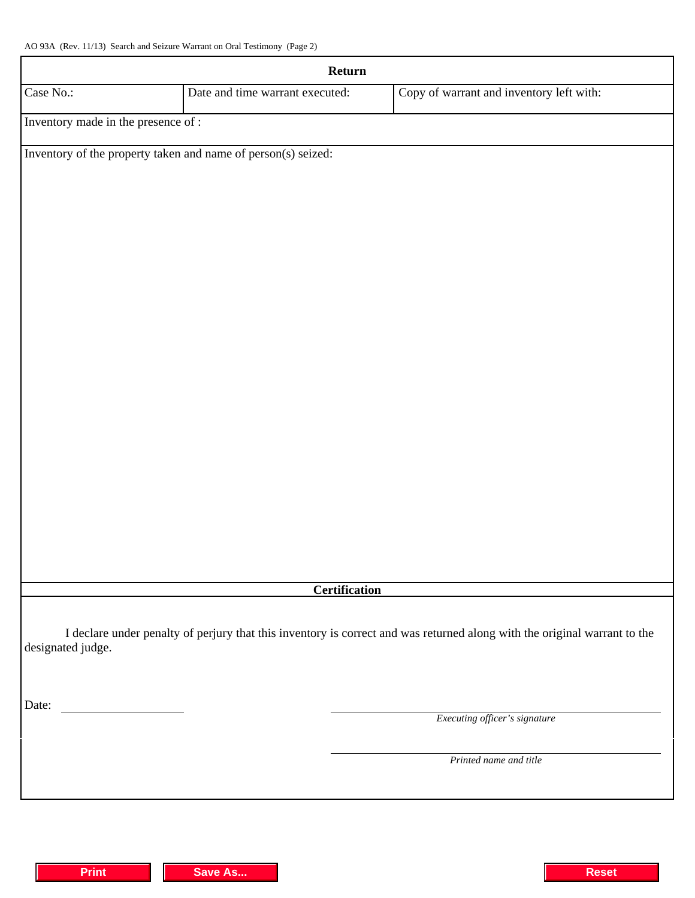## Return

| Case No.: | Date and time warrant executed: | Copy of warrant and inventory left with: |
|---|---|---|

Inventory made in the presence of :

Inventory of the property taken and name of person(s) seized:

## Certification

I declare under penalty of perjury that this inventory is correct and was returned along with the original warrant to the designated judge.

Date: ____________________

____________________________________
*Executing officer's signature*

____________________________________
*Printed name and title*